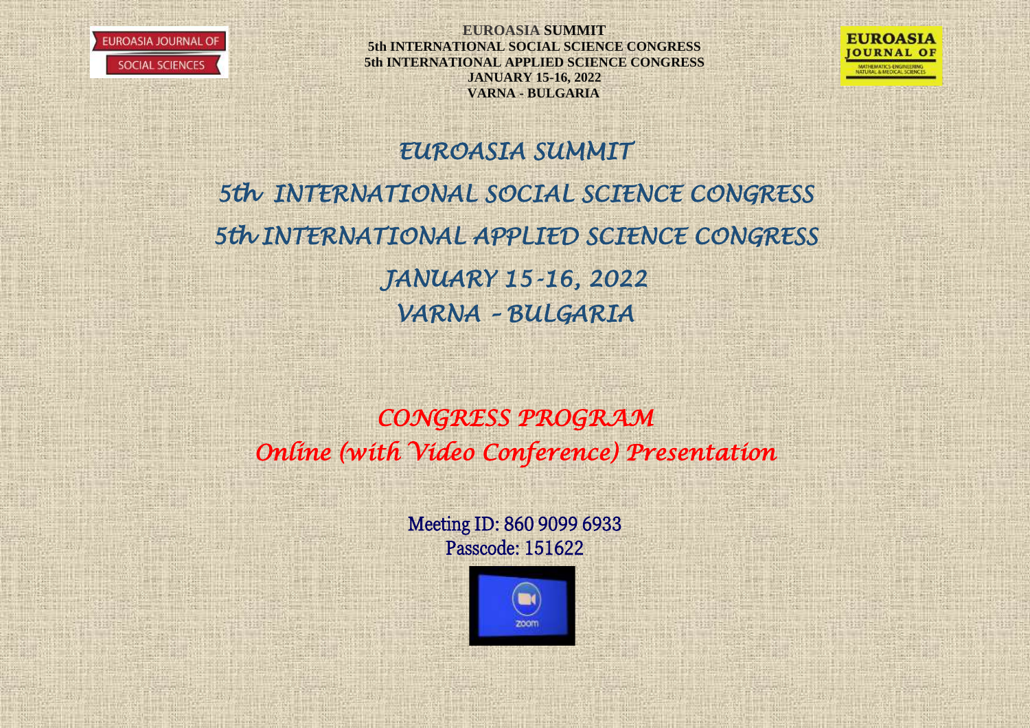EUROASIA SUMMIT
5th INTERNATIONAL SOCIAL SCIENCE CONGRESS
5th INTERNATIONAL APPLIED SCIENCE CONGRESS
JANUARY 15-16, 2022
VARNA - BULGARIA

# EUROASIA SUMMIT

# 5th INTERNATIONAL SOCIAL SCIENCE CONGRESS

# 5th INTERNATIONAL APPLIED SCIENCE CONGRESS

# JANUARY 15-16, 2022

# VARNA – BULGARIA

## CONGRESS PROGRAM

## Online (with Video Conference) Presentation

Meeting ID: 860 9099 6933
Passcode: 151622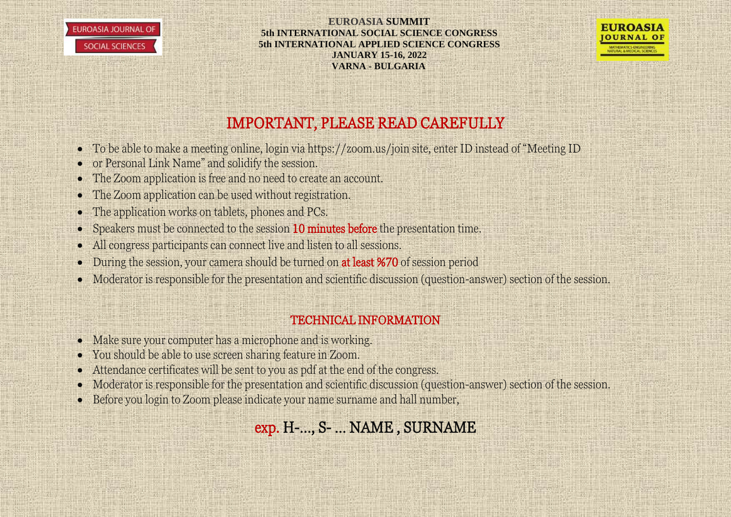# IMPORTANT, PLEASE READ CAREFULLY

- To be able to make a meeting online, login via https://zoom.us/join site, enter ID instead of "Meeting ID
- or Personal Link Name" and solidify the session.
- The Zoom application is free and no need to create an account.
- The Zoom application can be used without registration.
- The application works on tablets, phones and PCs.
- Speakers must be connected to the session 10 minutes before the presentation time.
- All congress participants can connect live and listen to all sessions.
- During the session, your camera should be turned on at least %70 of session period
- Moderator is responsible for the presentation and scientific discussion (question-answer) section of the session.

## TECHNICAL INFORMATION

- Make sure your computer has a microphone and is working.
- You should be able to use screen sharing feature in Zoom.
- Attendance certificates will be sent to you as pdf at the end of the congress.
- Moderator is responsible for the presentation and scientific discussion (question-answer) section of the session.
- Before you login to Zoom please indicate your name surname and hall number,

exp. H-..., S- ... NAME , SURNAME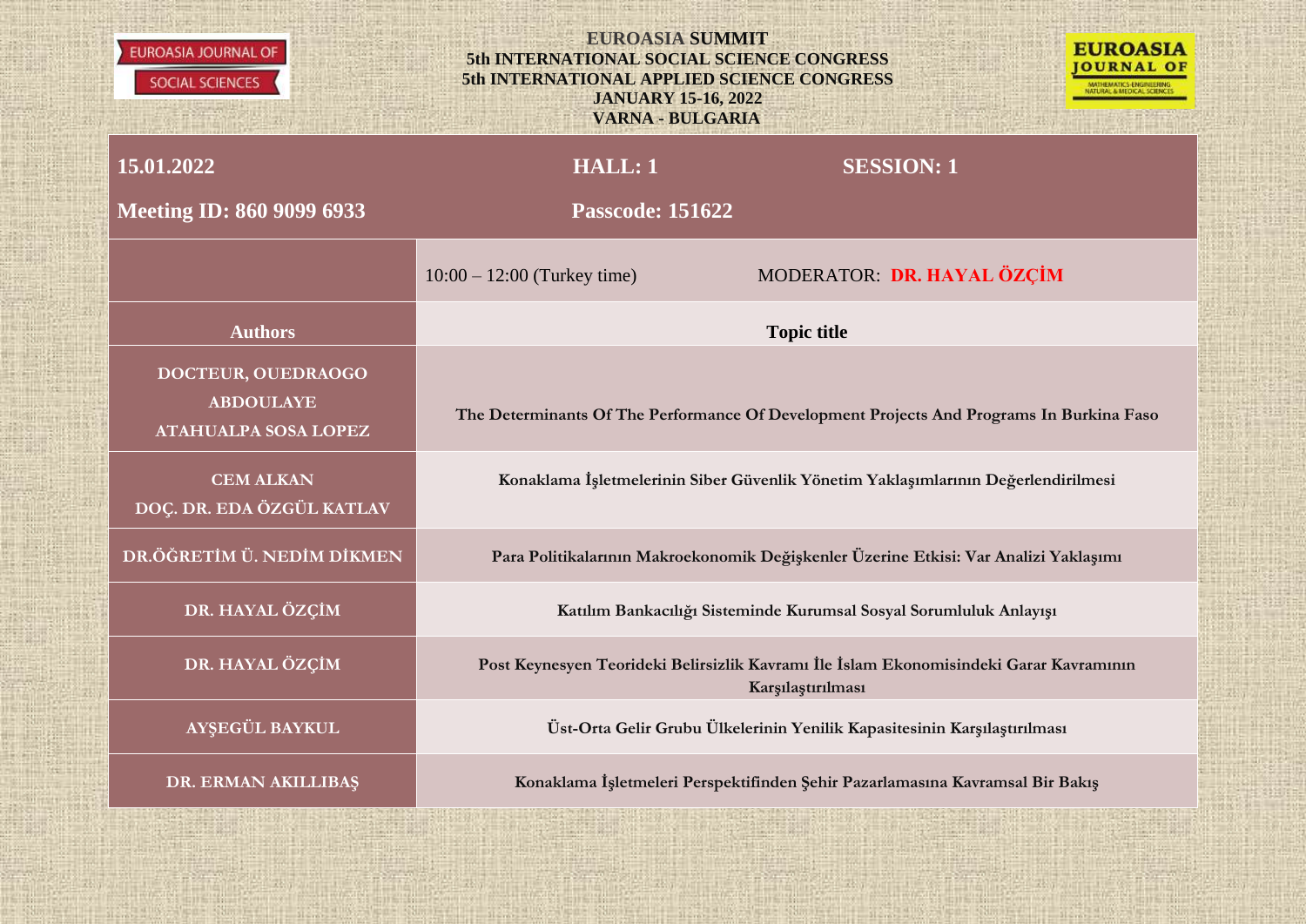EUROASIA JOURNAL OF SOCIAL SCIENCES

**EUROASIA SUMMIT**
**5th INTERNATIONAL SOCIAL SCIENCE CONGRESS**
**5th INTERNATIONAL APPLIED SCIENCE CONGRESS**
**JANUARY 15-16, 2022**
**VARNA - BULGARIA**

EUROASIA JOURNAL OF MATHEMATICS-ENGINEERING NATURAL & MEDICAL SCIENCES

| **15.01.2022** | **HALL: 1** | **SESSION: 1** |
|---|---|---|
| **Meeting ID: 860 9099 6933** | **Passcode: 151622** | |
| | 10:00 – 12:00 (Turkey time) | MODERATOR: **DR. HAYAL ÖZÇİM** |
| **Authors** | **Topic title** | |
| **DOCTEUR, OUEDRAOGO ABDOULAYE**<br>**ATAHUALPA SOSA LOPEZ** | **The Determinants Of The Performance Of Development Projects And Programs In Burkina Faso** | |
| **CEM ALKAN**<br>**DOÇ. DR. EDA ÖZGÜL KATLAV** | **Konaklama İşletmelerinin Siber Güvenlik Yönetim Yaklaşımlarının Değerlendirilmesi** | |
| **DR.ÖĞRETİM Ü. NEDİM DİKMEN** | **Para Politikalarının Makroekonomik Değişkenler Üzerine Etkisi: Var Analizi Yaklaşımı** | |
| **DR. HAYAL ÖZÇİM** | **Katılım Bankacılığı Sisteminde Kurumsal Sosyal Sorumluluk Anlayışı** | |
| **DR. HAYAL ÖZÇİM** | **Post Keynesyen Teorideki Belirsizlik Kavramı İle İslam Ekonomisindeki Garar Kavramının Karşılaştırılması** | |
| **AYŞEGÜL BAYKUL** | **Üst-Orta Gelir Grubu Ülkelerinin Yenilik Kapasitesinin Karşılaştırılması** | |
| **DR. ERMAN AKILLIBAŞ** | **Konaklama İşletmeleri Perspektifinden Şehir Pazarlamasına Kavramsal Bir Bakış** | |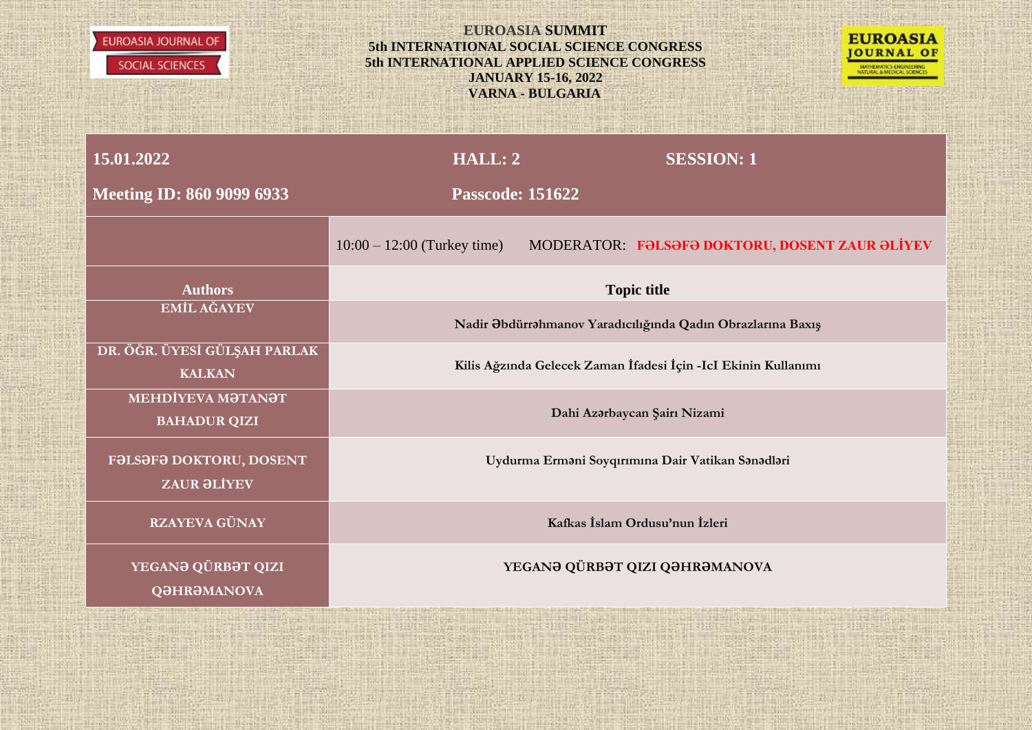EUROASIA JOURNAL OF SOCIAL SCIENCES

**EUROASIA SUMMIT**
**5th INTERNATIONAL SOCIAL SCIENCE CONGRESS**
**5th INTERNATIONAL APPLIED SCIENCE CONGRESS**
**JANUARY 15-16, 2022**
**VARNA - BULGARIA**

EUROASIA JOURNAL OF MATHEMATICS-ENGINEERING NATURAL & MEDICAL SCIENCES

| **15.01.2022** | **HALL: 2** | **SESSION: 1** |
|---|---|---|
| **Meeting ID: 860 9099 6933** | **Passcode: 151622** | |

| | 10:00 – 12:00 (Turkey time) MODERATOR: **FƏLSƏFƏ DOKTORU, DOSENT ZAUR ƏLİYEV** |
|---|---|
| **Authors** | **Topic title** |
| **EMİL AĞAYEV** | **Nadir Əbdürrəhmanov Yaradıcılığında Qadın Obrazlarına Baxış** |
| **DR. ÖĞR. ÜYESİ GÜLŞAH PARLAK KALKAN** | **Kilis Ağzında Gelecek Zaman İfadesi İçin -IcI Ekinin Kullanımı** |
| **MEHDİYEVA MƏTANƏT BAHADUR QIZI** | **Dahi Azərbaycan Şairı Nizami** |
| **FƏLSƏFƏ DOKTORU, DOSENT ZAUR ƏLİYEV** | **Uydurma Erməni Soyqırımına Dair Vatikan Sənədləri** |
| **RZAYEVA GÜNAY** | **Kafkas İslam Ordusu'nun İzleri** |
| **YEGANƏ QÜRBƏT QIZI QƏHRƏMANOVA** | **YEGANƏ QÜRBƏT QIZI QƏHRƏMANOVA** |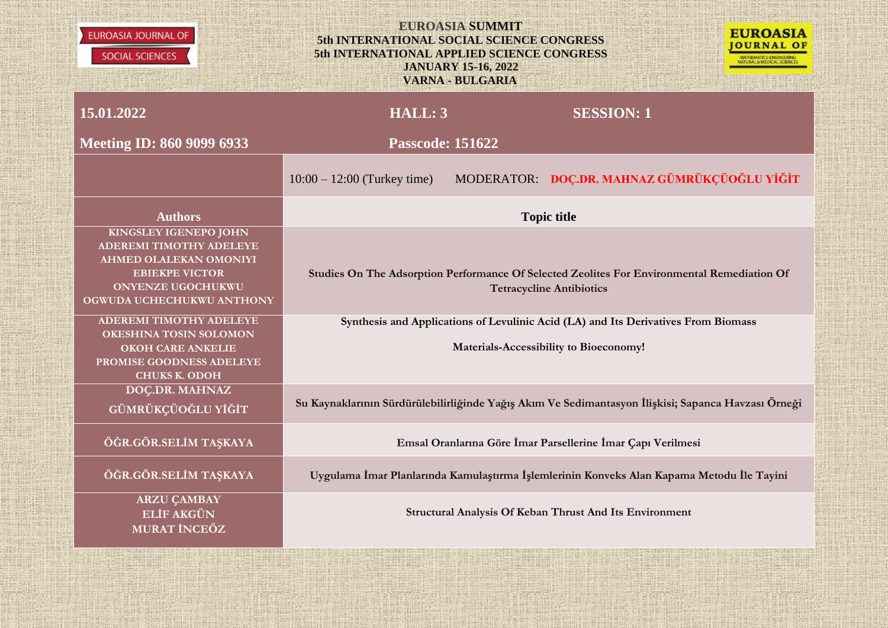EUROASIA JOURNAL OF SOCIAL SCIENCES

**EUROASIA SUMMIT**
**5th INTERNATIONAL SOCIAL SCIENCE CONGRESS**
**5th INTERNATIONAL APPLIED SCIENCE CONGRESS**
**JANUARY 15-16, 2022**
**VARNA - BULGARIA**

EUROASIA JOURNAL OF MATHEMATICS-ENGINEERING NATURAL & MEDICAL SCIENCES

| **15.01.2022** | **HALL: 3** **SESSION: 1** |
|---|---|
| **Meeting ID: 860 9099 6933** | **Passcode: 151622** |
| | 10:00 – 12:00 (Turkey time) MODERATOR: **DOÇ.DR. MAHNAZ GÜMRÜKÇÜOĞLU YİĞİT** |
| **Authors** | **Topic title** |
| KINGSLEY IGENEPO JOHN<br>ADEREMI TIMOTHY ADELEYE<br>AHMED OLALEKAN OMONIYI<br>EBIEKPE VICTOR<br>ONYENZE UGOCHUKWU<br>OGWUDA UCHECHUKWU ANTHONY | Studies On The Adsorption Performance Of Selected Zeolites For Environmental Remediation Of Tetracycline Antibiotics |
| ADEREMI TIMOTHY ADELEYE<br>OKESHINA TOSIN SOLOMON<br>OKOH CARE ANKELIE<br>PROMISE GOODNESS ADELEYE<br>CHUKS K. ODOH | Synthesis and Applications of Levulinic Acid (LA) and Its Derivatives From Biomass Materials-Accessibility to Bioeconomy! |
| DOÇ.DR. MAHNAZ GÜMRÜKÇÜOĞLU YİĞİT | Su Kaynaklarının Sürdürülebilirliğinde Yağış Akım Ve Sedimantasyon İlişkisi; Sapanca Havzası Örneği |
| ÖĞR.GÖR.SELİM TAŞKAYA | Emsal Oranlarına Göre İmar Parsellerine İmar Çapı Verilmesi |
| ÖĞR.GÖR.SELİM TAŞKAYA | Uygulama İmar Planlarında Kamulaştırma İşlemlerinin Konveks Alan Kapama Metodu İle Tayini |
| ARZU ÇAMBAY<br>ELİF AKGÜN<br>MURAT İNCEÖZ | Structural Analysis Of Keban Thrust And Its Environment |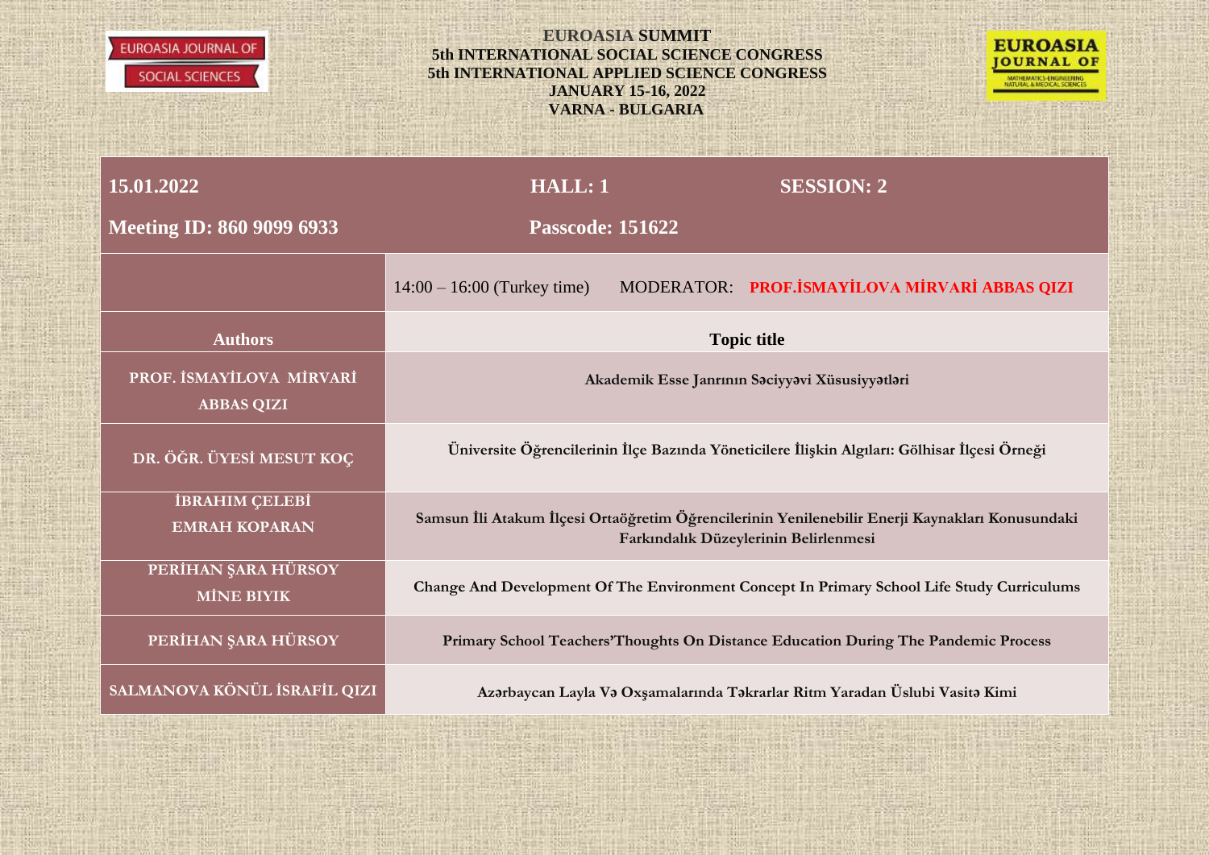| 15.01.2022 | HALL: 1 | SESSION: 2 |
|---|---|---|
| **Meeting ID: 860 9099 6933** | **Passcode: 151622** | |

| | 14:00 – 16:00 (Turkey time) MODERATOR: **PROF.İSMAYİLOVA MİRVARİ ABBAS QIZI** |
|---|---|
| **Authors** | **Topic title** |
| PROF. İSMAYİLOVA MİRVARİ ABBAS QIZI | Akademik Esse Janrının Səciyyəvi Xüsusiyyətləri |
| DR. ÖĞR. ÜYESİ MESUT KOÇ | Üniversite Öğrencilerinin İlçe Bazında Yöneticilere İlişkin Algıları: Gölhisar İlçesi Örneği |
| İBRAHIM ÇELEBİ<br>EMRAH KOPARAN | Samsun İli Atakum İlçesi Ortaöğretim Öğrencilerinin Yenilenebilir Enerji Kaynakları Konusundaki Farkındalık Düzeylerinin Belirlenmesi |
| PERİHAN ŞARA HÜRSOY<br>MİNE BIYIK | Change And Development Of The Environment Concept In Primary School Life Study Curriculums |
| PERİHAN ŞARA HÜRSOY | Primary School Teachers'Thoughts On Distance Education During The Pandemic Process |
| SALMANOVA KÖNÜL İSRAFİL QIZI | Azərbaycan Layla Və Oxşamalarında Təkrarlar Ritm Yaradan Üslubi Vasitə Kimi |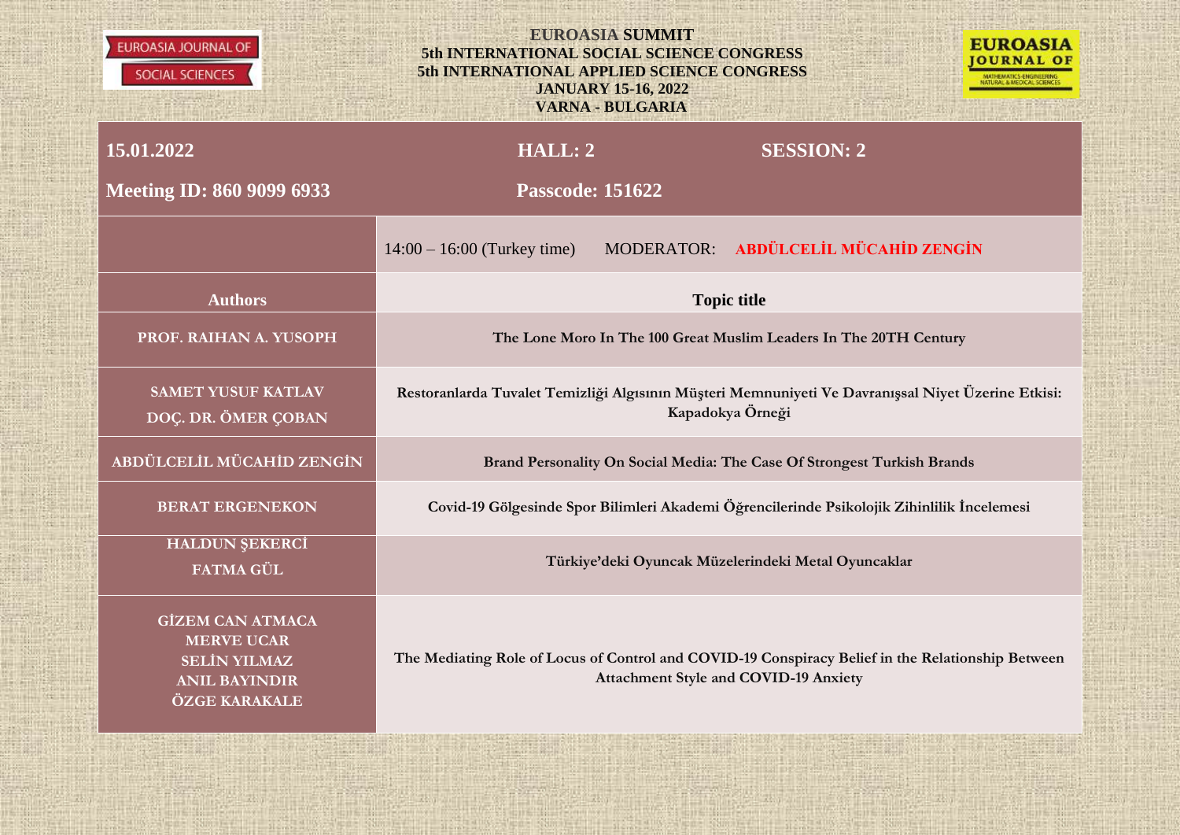EUROASIA JOURNAL OF SOCIAL SCIENCES

**EUROASIA SUMMIT**
**5th INTERNATIONAL SOCIAL SCIENCE CONGRESS**
**5th INTERNATIONAL APPLIED SCIENCE CONGRESS**
**JANUARY 15-16, 2022**
**VARNA - BULGARIA**

EUROASIA JOURNAL OF MATHEMATICS-ENGINEERING NATURAL & MEDICAL SCIENCES

| **15.01.2022** | **HALL: 2** | **SESSION: 2** |
|---|---|---|
| **Meeting ID: 860 9099 6933** | **Passcode: 151622** | |
| | 14:00 – 16:00 (Turkey time) MODERATOR: **ABDÜLCELİL MÜCAHİD ZENGİN** | |
| **Authors** | **Topic title** | |
| PROF. RAIHAN A. YUSOPH | The Lone Moro In The 100 Great Muslim Leaders In The 20TH Century | |
| SAMET YUSUF KATLAV<br>DOÇ. DR. ÖMER ÇOBAN | Restoranlarda Tuvalet Temizliği Algısının Müşteri Memnuniyeti Ve Davranışsal Niyet Üzerine Etkisi: Kapadokya Örneği | |
| ABDÜLCELİL MÜCAHİD ZENGİN | Brand Personality On Social Media: The Case Of Strongest Turkish Brands | |
| BERAT ERGENEKON | Covid-19 Gölgesinde Spor Bilimleri Akademi Öğrencilerinde Psikolojik Zihinlilik İncelemesi | |
| HALDUN ŞEKERCİ<br>FATMA GÜL | Türkiye'deki Oyuncak Müzelerindeki Metal Oyuncaklar | |
| GİZEM CAN ATMACA<br>MERVE UCAR<br>SELİN YILMAZ<br>ANIL BAYINDIR<br>ÖZGE KARAKALE | The Mediating Role of Locus of Control and COVID-19 Conspiracy Belief in the Relationship Between Attachment Style and COVID-19 Anxiety | |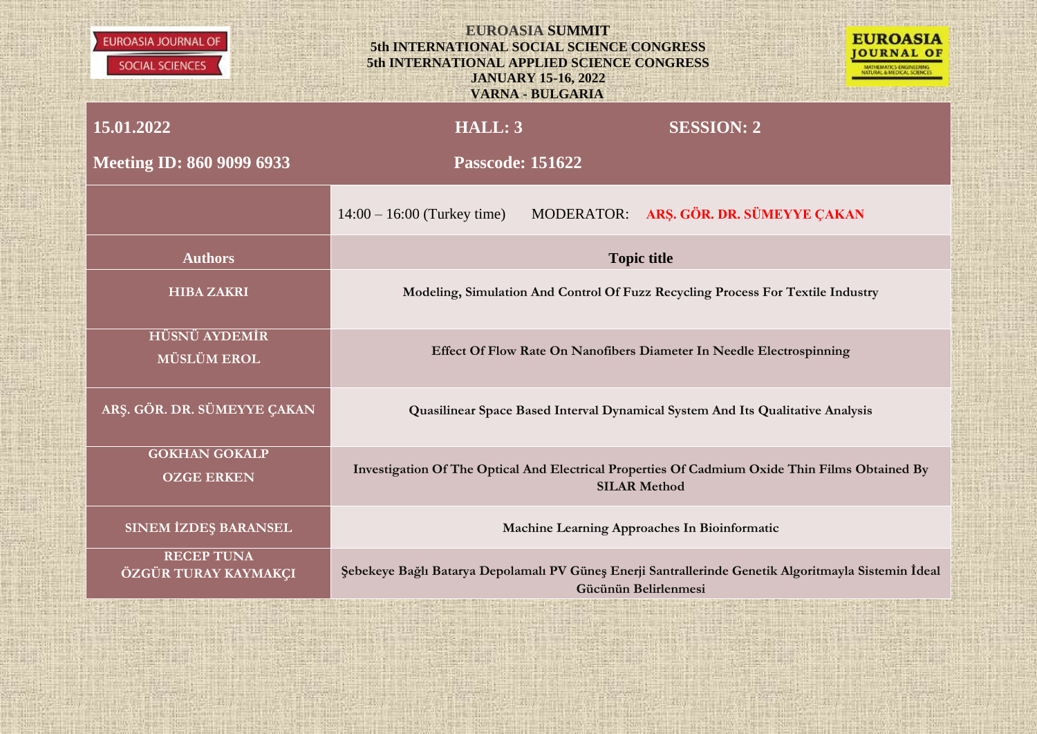**EUROASIA SUMMIT**
**5th INTERNATIONAL SOCIAL SCIENCE CONGRESS**
**5th INTERNATIONAL APPLIED SCIENCE CONGRESS**
**JANUARY 15-16, 2022**
**VARNA - BULGARIA**

| **15.01.2022** | **HALL: 3** | **SESSION: 2** |
|---|---|---|
| **Meeting ID: 860 9099 6933** | **Passcode: 151622** | |

| | 14:00 – 16:00 (Turkey time) MODERATOR: **ARŞ. GÖR. DR. SÜMEYYE ÇAKAN** |
|---|---|
| **Authors** | **Topic title** |
| **HIBA ZAKRI** | **Modeling, Simulation And Control Of Fuzz Recycling Process For Textile Industry** |
| **HÜSNÜ AYDEMİR**<br>**MÜSLÜM EROL** | **Effect Of Flow Rate On Nanofibers Diameter In Needle Electrospinning** |
| **ARŞ. GÖR. DR. SÜMEYYE ÇAKAN** | **Quasilinear Space Based Interval Dynamical System And Its Qualitative Analysis** |
| **GOKHAN GOKALP**<br>**OZGE ERKEN** | **Investigation Of The Optical And Electrical Properties Of Cadmium Oxide Thin Films Obtained By SILAR Method** |
| **SINEM İZDEŞ BARANSEL** | **Machine Learning Approaches In Bioinformatic** |
| **RECEP TUNA**<br>**ÖZGÜR TURAY KAYMAKÇI** | **Şebekeye Bağlı Batarya Depolamalı PV Güneş Enerji Santrallerinde Genetik Algoritmayla Sistemin İdeal Gücünün Belirlenmesi** |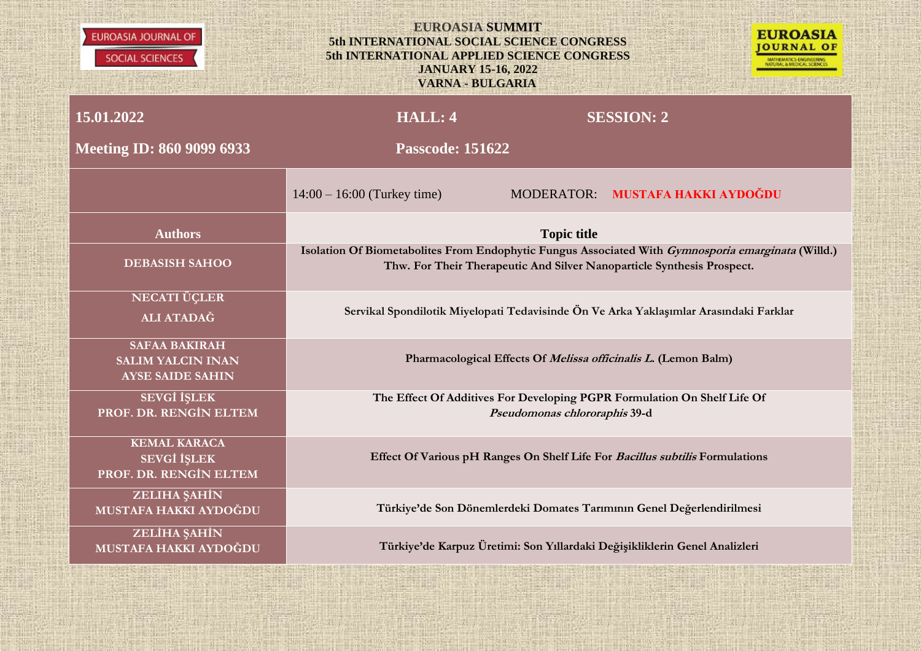EUROASIA JOURNAL OF SOCIAL SCIENCES

**EUROASIA SUMMIT**
**5th INTERNATIONAL SOCIAL SCIENCE CONGRESS**
**5th INTERNATIONAL APPLIED SCIENCE CONGRESS**
**JANUARY 15-16, 2022**
**VARNA - BULGARIA**

EUROASIA JOURNAL OF MATHEMATICS-ENGINEERING NATURAL & MEDICAL SCIENCES

| **15.01.2022** | **HALL: 4** | **SESSION: 2** |
|---|---|---|
| **Meeting ID: 860 9099 6933** | **Passcode: 151622** | |
| | 14:00 – 16:00 (Turkey time) | MODERATOR: **MUSTAFA HAKKI AYDOĞDU** |

| Authors | Topic title |
|---|---|
| **DEBASISH SAHOO** | **Isolation Of Biometabolites From Endophytic Fungus Associated With *Gymnosporia emarginata* (Willd.) Thw. For Their Therapeutic And Silver Nanoparticle Synthesis Prospect.** |
| **NECATI ÜÇLER**<br>**ALI ATADAĞ** | **Servikal Spondilotik Miyelopati Tedavisinde Ön Ve Arka Yaklaşımlar Arasındaki Farklar** |
| **SAFAA BAKIRAH**<br>**SALIM YALCIN INAN**<br>**AYSE SAIDE SAHIN** | **Pharmacological Effects Of *Melissa officinalis L.* (Lemon Balm)** |
| **SEVGİ İŞLEK**<br>**PROF. DR. RENGİN ELTEM** | **The Effect Of Additives For Developing PGPR Formulation On Shelf Life Of *Pseudomonas chlororaphis* 39-d** |
| **KEMAL KARACA**<br>**SEVGİ İŞLEK**<br>**PROF. DR. RENGİN ELTEM** | **Effect Of Various pH Ranges On Shelf Life For *Bacillus subtilis* Formulations** |
| **ZELIHA ŞAHİN**<br>**MUSTAFA HAKKI AYDOĞDU** | **Türkiye'de Son Dönemlerdeki Domates Tarımının Genel Değerlendirilmesi** |
| **ZELİHA ŞAHİN**<br>**MUSTAFA HAKKI AYDOĞDU** | **Türkiye'de Karpuz Üretimi: Son Yıllardaki Değişikliklerin Genel Analizleri** |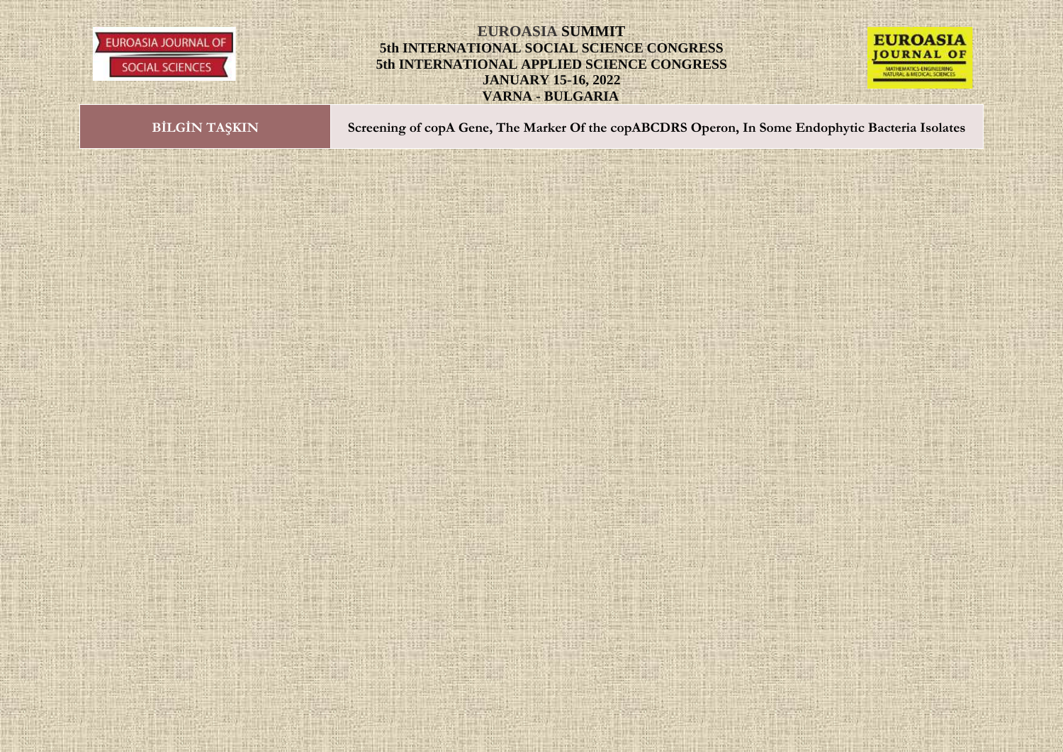| | |
|---|---|
| **BİLGİN TAŞKIN** | **Screening of copA Gene, The Marker Of the copABCDRS Operon, In Some Endophytic Bacteria Isolates** |